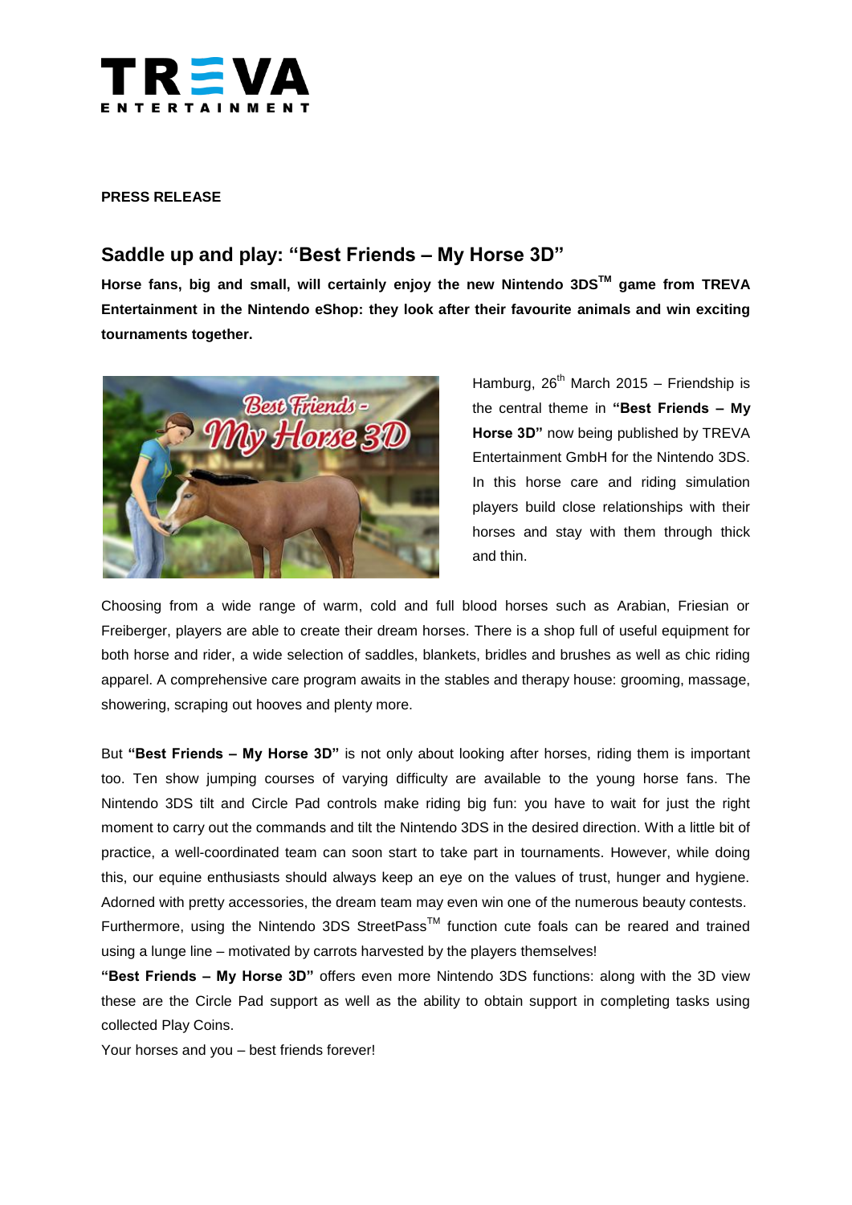**PRESS RELEASE**

## Saddle up and play: "Best Friends – My Horse 3D"

**Horse fans, big and small, will certainly enjoy the new Nintendo 3DS™ game from TREVA Entertainment in the Nintendo eShop: they look after their favourite animals and win exciting tournaments together.**

Hamburg, 26th March 2015 – Friendship is the central theme in **"Best Friends – My Horse 3D"** now being published by TREVA Entertainment GmbH for the Nintendo 3DS. In this horse care and riding simulation players build close relationships with their horses and stay with them through thick and thin.

Choosing from a wide range of warm, cold and full blood horses such as Arabian, Friesian or Freiberger, players are able to create their dream horses. There is a shop full of useful equipment for both horse and rider, a wide selection of saddles, blankets, bridles and brushes as well as chic riding apparel. A comprehensive care program awaits in the stables and therapy house: grooming, massage, showering, scraping out hooves and plenty more.

But **"Best Friends – My Horse 3D"** is not only about looking after horses, riding them is important too. Ten show jumping courses of varying difficulty are available to the young horse fans. The Nintendo 3DS tilt and Circle Pad controls make riding big fun: you have to wait for just the right moment to carry out the commands and tilt the Nintendo 3DS in the desired direction. With a little bit of practice, a well-coordinated team can soon start to take part in tournaments. However, while doing this, our equine enthusiasts should always keep an eye on the values of trust, hunger and hygiene. Adorned with pretty accessories, the dream team may even win one of the numerous beauty contests. Furthermore, using the Nintendo 3DS StreetPass™ function cute foals can be reared and trained using a lunge line – motivated by carrots harvested by the players themselves!

**"Best Friends – My Horse 3D"** offers even more Nintendo 3DS functions: along with the 3D view these are the Circle Pad support as well as the ability to obtain support in completing tasks using collected Play Coins.

Your horses and you – best friends forever!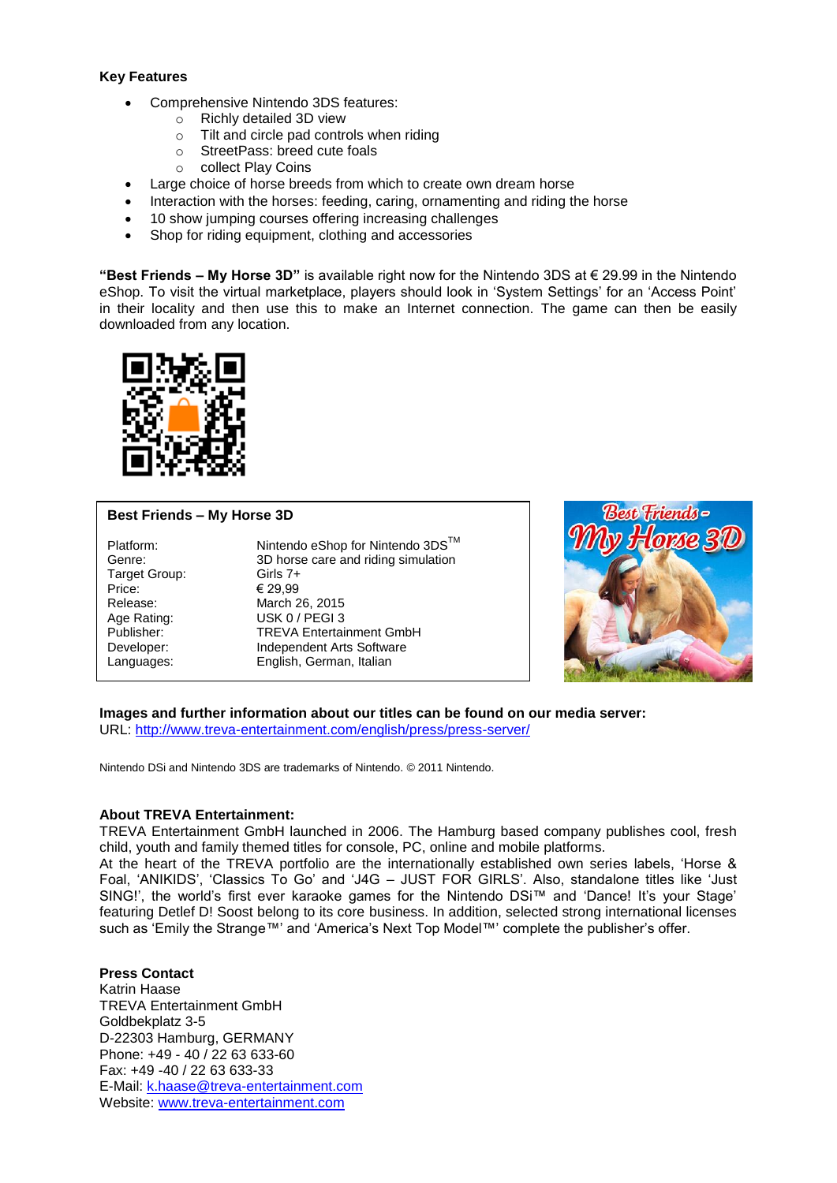**Key Features**

- Comprehensive Nintendo 3DS features:
    - Richly detailed 3D view
    - Tilt and circle pad controls when riding
    - StreetPass: breed cute foals
    - collect Play Coins
- Large choice of horse breeds from which to create own dream horse
- Interaction with the horses: feeding, caring, ornamenting and riding the horse
- 10 show jumping courses offering increasing challenges
- Shop for riding equipment, clothing and accessories

**"Best Friends – My Horse 3D"** is available right now for the Nintendo 3DS at € 29.99 in the Nintendo eShop. To visit the virtual marketplace, players should look in 'System Settings' for an 'Access Point' in their locality and then use this to make an Internet connection. The game can then be easily downloaded from any location.

**Best Friends – My Horse 3D**

| | |
|---|---|
| Platform: | Nintendo eShop for Nintendo 3DS™ |
| Genre: | 3D horse care and riding simulation |
| Target Group: | Girls 7+ |
| Price: | € 29,99 |
| Release: | March 26, 2015 |
| Age Rating: | USK 0 / PEGI 3 |
| Publisher: | TREVA Entertainment GmbH |
| Developer: | Independent Arts Software |
| Languages: | English, German, Italian |

**Images and further information about our titles can be found on our media server:**
URL: http://www.treva-entertainment.com/english/press/press-server/

Nintendo DSi and Nintendo 3DS are trademarks of Nintendo. © 2011 Nintendo.

**About TREVA Entertainment:**
TREVA Entertainment GmbH launched in 2006. The Hamburg based company publishes cool, fresh child, youth and family themed titles for console, PC, online and mobile platforms.
At the heart of the TREVA portfolio are the internationally established own series labels, 'Horse & Foal, 'ANIKIDS', 'Classics To Go' and 'J4G – JUST FOR GIRLS'. Also, standalone titles like 'Just SING!', the world's first ever karaoke games for the Nintendo DSi™ and 'Dance! It's your Stage' featuring Detlef D! Soost belong to its core business. In addition, selected strong international licenses such as 'Emily the Strange™' and 'America's Next Top Model™' complete the publisher's offer.

**Press Contact**
Katrin Haase
TREVA Entertainment GmbH
Goldbekplatz 3-5
D-22303 Hamburg, GERMANY
Phone: +49 - 40 / 22 63 633-60
Fax: +49 -40 / 22 63 633-33
E-Mail: k.haase@treva-entertainment.com
Website: www.treva-entertainment.com